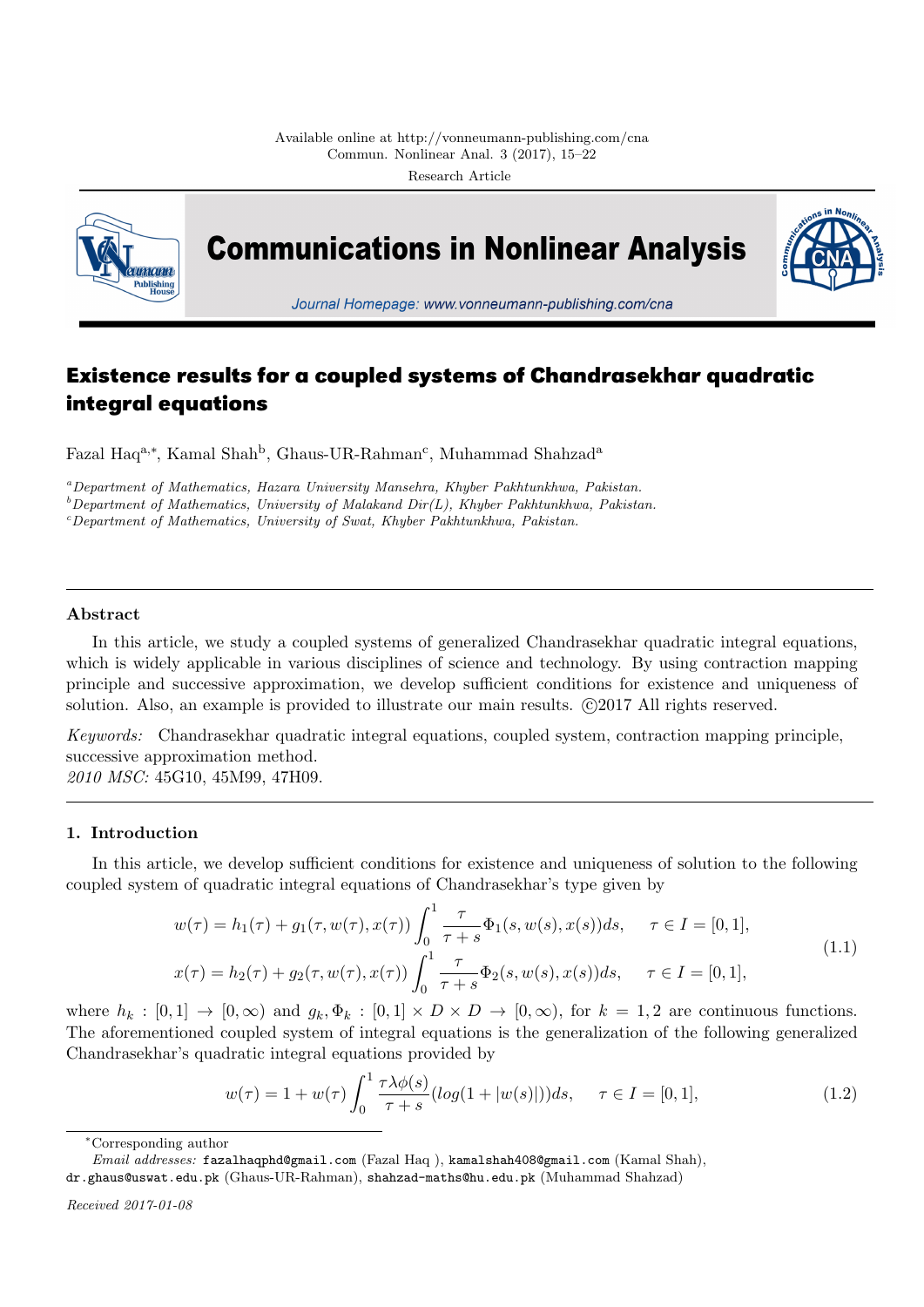Research Article

# Existence results for a coupled systems of Chandrasekhar quadratic integral equations

Fazal Haq[a,*], Kamal Shah[b], Ghaus-UR-Rahman[c], Muhammad Shahzad[a]

[a] *Department of Mathematics, Hazara University Mansehra, Khyber Pakhtunkhwa, Pakistan.*
[b] *Department of Mathematics, University of Malakand Dir(L), Khyber Pakhtunkhwa, Pakistan.*
[c] *Department of Mathematics, University of Swat, Khyber Pakhtunkhwa, Pakistan.*

---

### Abstract

In this article, we study a coupled systems of generalized Chandrasekhar quadratic integral equations, which is widely applicable in various disciplines of science and technology. By using contraction mapping principle and successive approximation, we develop sufficient conditions for existence and uniqueness of solution. Also, an example is provided to illustrate our main results. ©2017 All rights reserved.

*Keywords:* Chandrasekhar quadratic integral equations, coupled system, contraction mapping principle, successive approximation method.
*2010 MSC:* 45G10, 45M99, 47H09.

---

## 1. Introduction

In this article, we develop sufficient conditions for existence and uniqueness of solution to the following coupled system of quadratic integral equations of Chandrasekhar's type given by

$$
\begin{aligned}
w(\tau) &= h_1(\tau) + g_1(\tau, w(\tau), x(\tau)) \int_0^1 \frac{\tau}{\tau+s} \Phi_1(s, w(s), x(s))ds, \qquad \tau \in I = [0,1], \\
x(\tau) &= h_2(\tau) + g_2(\tau, w(\tau), x(\tau)) \int_0^1 \frac{\tau}{\tau+s} \Phi_2(s, w(s), x(s))ds, \qquad \tau \in I = [0,1],
\end{aligned}
\tag{1.1}
$$

where $h_k : [0,1] \to [0,\infty)$ and $g_k, \Phi_k : [0,1] \times D \times D \to [0,\infty)$, for $k = 1,2$ are continuous functions. The aforementioned coupled system of integral equations is the generalization of the following generalized Chandrasekhar's quadratic integral equations provided by

$$
w(\tau) = 1 + w(\tau) \int_0^1 \frac{\tau \lambda \phi(s)}{\tau+s} (log(1 + |w(s)|))ds, \qquad \tau \in I = [0,1],
\tag{1.2}
$$

---

*Corresponding author
*Email addresses:* fazalhaqphd@gmail.com (Fazal Haq ), kamalshah408@gmail.com (Kamal Shah), dr.ghaus@uswat.edu.pk (Ghaus-UR-Rahman), shahzad-maths@hu.edu.pk (Muhammad Shahzad)

*Received 2017-01-08*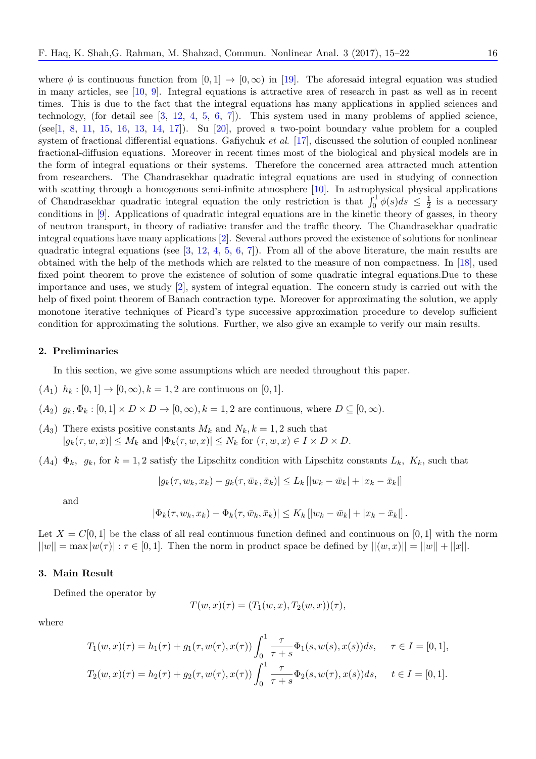where $\phi$ is continuous function from $[0,1] \to [0,\infty)$ in [19]. The aforesaid integral equation was studied in many articles, see [10, 9]. Integral equations is attractive area of research in past as well as in recent times. This is due to the fact that the integral equations has many applications in applied sciences and technology, (for detail see [3, 12, 4, 5, 6, 7]). This system used in many problems of applied science, (see[1, 8, 11, 15, 16, 13, 14, 17]). Su [20], proved a two-point boundary value problem for a coupled system of fractional differential equations. Gafiychuk *et al.* [17], discussed the solution of coupled nonlinear fractional-diffusion equations. Moreover in recent times most of the biological and physical models are in the form of integral equations or their systems. Therefore the concerned area attracted much attention from researchers. The Chandrasekhar quadratic integral equations are used in studying of connection with scatting through a homogenous semi-infinite atmosphere [10]. In astrophysical physical applications of Chandrasekhar quadratic integral equation the only restriction is that $\int_0^1 \phi(s)ds \leq \frac{1}{2}$ is a necessary conditions in [9]. Applications of quadratic integral equations are in the kinetic theory of gasses, in theory of neutron transport, in theory of radiative transfer and the traffic theory. The Chandrasekhar quadratic integral equations have many applications [2]. Several authors proved the existence of solutions for nonlinear quadratic integral equations (see [3, 12, 4, 5, 6, 7]). From all of the above literature, the main results are obtained with the help of the methods which are related to the measure of non compactness. In [18], used fixed point theorem to prove the existence of solution of some quadratic integral equations.Due to these importance and uses, we study [2], system of integral equation. The concern study is carried out with the help of fixed point theorem of Banach contraction type. Moreover for approximating the solution, we apply monotone iterative techniques of Picard's type successive approximation procedure to develop sufficient condition for approximating the solutions. Further, we also give an example to verify our main results.

## 2. Preliminaries

In this section, we give some assumptions which are needed throughout this paper.

$(A_1)$ $h_k : [0,1] \to [0,\infty), k = 1,2$ are continuous on $[0,1]$.

$(A_2)$ $g_k, \Phi_k : [0,1] \times D \times D \to [0,\infty), k = 1,2$ are continuous, where $D \subseteq [0,\infty)$.

$(A_3)$ There exists positive constants $M_k$ and $N_k, k = 1,2$ such that
$|g_k(\tau, w, x)| \leq M_k$ and $|\Phi_k(\tau, w, x)| \leq N_k$ for $(\tau, w, x) \in I \times D \times D$.

$(A_4)$ $\Phi_k,\ g_k$, for $k = 1,2$ satisfy the Lipschitz condition with Lipschitz constants $L_k,\ K_k$, such that

$$|g_k(\tau, w_k, x_k) - g_k(\tau, \bar{w}_k, \bar{x}_k)| \leq L_k \left[|w_k - \bar{w}_k| + |x_k - \bar{x}_k|\right]$$

and

$$|\Phi_k(\tau, w_k, x_k) - \Phi_k(\tau, \bar{w}_k, \bar{x}_k)| \leq K_k \left[|w_k - \bar{w}_k| + |x_k - \bar{x}_k|\right].$$

Let $X = C[0,1]$ be the class of all real continuous function defined and continuous on $[0,1]$ with the norm $||w|| = \max |w(\tau)| : \tau \in [0,1]$. Then the norm in product space be defined by $||(w,x)|| = ||w|| + ||x||$.

## 3. Main Result

Defined the operator by

$$T(w,x)(\tau) = (T_1(w,x), T_2(w,x))(\tau),$$

where

$$T_1(w,x)(\tau) = h_1(\tau) + g_1(\tau, w(\tau), x(\tau)) \int_0^1 \frac{\tau}{\tau + s} \Phi_1(s, w(s), x(s))ds, \quad \tau \in I = [0,1],$$

$$T_2(w,x)(\tau) = h_2(\tau) + g_2(\tau, w(\tau), x(\tau)) \int_0^1 \frac{\tau}{\tau + s} \Phi_2(s, w(\tau), x(s))ds, \quad t \in I = [0,1].$$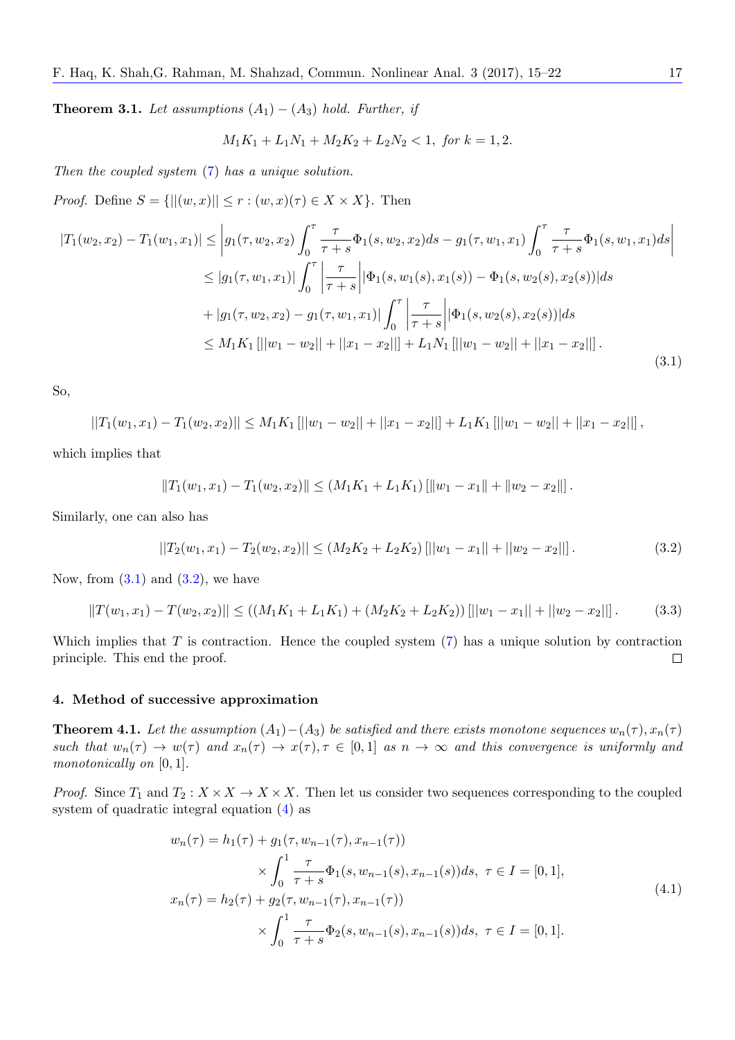**Theorem 3.1.** *Let assumptions $(A_1) - (A_3)$ hold. Further, if*

$$M_1K_1 + L_1N_1 + M_2K_2 + L_2N_2 < 1, \text{ for } k = 1, 2.$$

*Then the coupled system (7) has a unique solution.*

*Proof.* Define $S = \{||(w, x)|| \leq r : (w, x)(\tau) \in X \times X\}$. Then

$$\begin{aligned}
|T_1(w_2, x_2) - T_1(w_1, x_1)| &\leq \left| g_1(\tau, w_2, x_2) \int_0^\tau \frac{\tau}{\tau + s} \Phi_1(s, w_2, x_2) ds - g_1(\tau, w_1, x_1) \int_0^\tau \frac{\tau}{\tau + s} \Phi_1(s, w_1, x_1) ds \right| \\
&\leq |g_1(\tau, w_1, x_1)| \int_0^\tau \left| \frac{\tau}{\tau + s} \right| |\Phi_1(s, w_1(s), x_1(s)) - \Phi_1(s, w_2(s), x_2(s))| ds \\
&\quad + |g_1(\tau, w_2, x_2) - g_1(\tau, w_1, x_1)| \int_0^\tau \left| \frac{\tau}{\tau + s} \right| |\Phi_1(s, w_2(s), x_2(s))| ds \\
&\leq M_1K_1 \left[ ||w_1 - w_2|| + ||x_1 - x_2|| \right] + L_1N_1 \left[ ||w_1 - w_2|| + ||x_1 - x_2|| \right].
\end{aligned} \tag{3.1}$$

So,

$$||T_1(w_1, x_1) - T_1(w_2, x_2)|| \leq M_1K_1 \left[ ||w_1 - w_2|| + ||x_1 - x_2|| \right] + L_1K_1 \left[ ||w_1 - w_2|| + ||x_1 - x_2|| \right],$$

which implies that

$$\|T_1(w_1, x_1) - T_1(w_2, x_2)\| \leq (M_1K_1 + L_1K_1) \left[ \|w_1 - x_1\| + \|w_2 - x_2\| \right].$$

Similarly, one can also has

$$||T_2(w_1, x_1) - T_2(w_2, x_2)|| \leq (M_2K_2 + L_2K_2) \left[ ||w_1 - x_1|| + ||w_2 - x_2|| \right]. \tag{3.2}$$

Now, from (3.1) and (3.2), we have

$$\|T(w_1, x_1) - T(w_2, x_2)\| \leq ((M_1K_1 + L_1K_1) + (M_2K_2 + L_2K_2)) \left[ ||w_1 - x_1|| + ||w_2 - x_2|| \right]. \tag{3.3}$$

Which implies that $T$ is contraction. Hence the coupled system (7) has a unique solution by contraction principle. This end the proof. □

## 4. Method of successive approximation

**Theorem 4.1.** *Let the assumption $(A_1) - (A_3)$ be satisfied and there exists monotone sequences $w_n(\tau), x_n(\tau)$ such that $w_n(\tau) \to w(\tau)$ and $x_n(\tau) \to x(\tau), \tau \in [0, 1]$ as $n \to \infty$ and this convergence is uniformly and monotonically on $[0, 1]$.*

*Proof.* Since $T_1$ and $T_2 : X \times X \to X \times X$. Then let us consider two sequences corresponding to the coupled system of quadratic integral equation (4) as

$$\begin{aligned}
w_n(\tau) &= h_1(\tau) + g_1(\tau, w_{n-1}(\tau), x_{n-1}(\tau)) \\
&\quad \times \int_0^1 \frac{\tau}{\tau + s} \Phi_1(s, w_{n-1}(s), x_{n-1}(s)) ds, \ \tau \in I = [0, 1], \\
x_n(\tau) &= h_2(\tau) + g_2(\tau, w_{n-1}(\tau), x_{n-1}(\tau)) \\
&\quad \times \int_0^1 \frac{\tau}{\tau + s} \Phi_2(s, w_{n-1}(s), x_{n-1}(s)) ds, \ \tau \in I = [0, 1].
\end{aligned} \tag{4.1}$$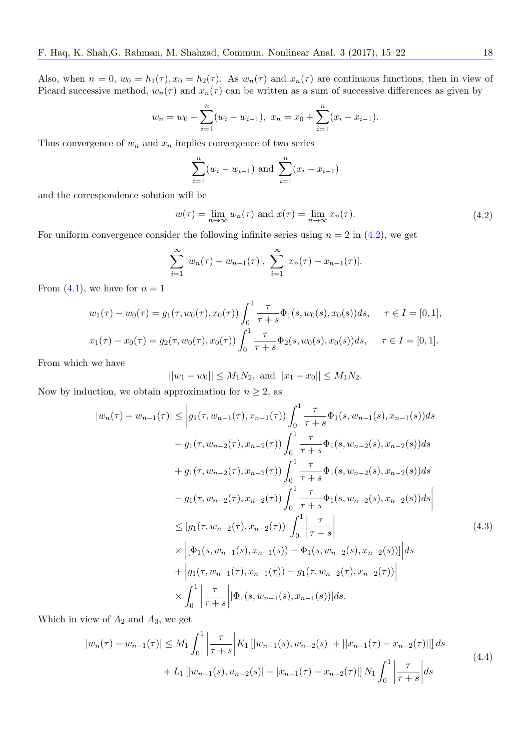Also, when $n = 0$, $w_0 = h_1(\tau), x_0 = h_2(\tau)$. As $w_n(\tau)$ and $x_n(\tau)$ are continuous functions, then in view of Picard successive method, $w_n(\tau)$ and $x_n(\tau)$ can be written as a sum of successive differences as given by

$$w_n = w_0 + \sum_{i=1}^{n}(w_i - w_{i-1}),\ x_n = x_0 + \sum_{i=1}^{n}(x_i - x_{i-1}).$$

Thus convergence of $w_n$ and $x_n$ implies convergence of two series

$$\sum_{i=1}^{n}(w_i - w_{i-1}) \text{ and } \sum_{i=1}^{n}(x_i - x_{i-1})$$

and the correspondence solution will be

$$w(\tau) = \lim_{n\to\infty} w_n(\tau) \text{ and } x(\tau) = \lim_{n\to\infty} x_n(\tau). \tag{4.2}$$

For uniform convergence consider the following infinite series using $n = 2$ in (4.2), we get

$$\sum_{i=1}^{\infty}|w_n(\tau) - w_{n-1}(\tau)|,\ \sum_{i=1}^{\infty}|x_n(\tau) - x_{n-1}(\tau)|.$$

From (4.1), we have for $n = 1$

$$w_1(\tau) - w_0(\tau) = g_1(\tau, w_0(\tau), x_0(\tau))\int_0^1 \frac{\tau}{\tau+s}\Phi_1(s, w_0(s), x_0(s))ds, \quad \tau \in I = [0,1],$$
$$x_1(\tau) - x_0(\tau) = g_2(\tau, w_0(\tau), x_0(\tau))\int_0^1 \frac{\tau}{\tau+s}\Phi_2(s, w_0(s), x_0(s))ds, \quad \tau \in I = [0,1].$$

From which we have

$$||w_1 - w_0|| \leq M_1N_2, \text{ and } ||x_1 - x_0|| \leq M_1N_2.$$

Now by induction, we obtain approximation for $n \geq 2$, as

$$\begin{aligned}
|w_n(\tau) - w_{n-1}(\tau)| &\leq \bigg| g_1(\tau, w_{n-1}(\tau), x_{n-1}(\tau))\int_0^1 \frac{\tau}{\tau+s}\Phi_1(s, w_{n-1}(s), x_{n-1}(s))ds \\
&\quad - g_1(\tau, w_{n-2}(\tau), x_{n-2}(\tau))\int_0^1 \frac{\tau}{\tau+s}\Phi_1(s, w_{n-2}(s), x_{n-2}(s))ds \\
&\quad + g_1(\tau, w_{n-2}(\tau), x_{n-2}(\tau))\int_0^1 \frac{\tau}{\tau+s}\Phi_1(s, w_{n-2}(s), x_{n-2}(s))ds \\
&\quad - g_1(\tau, w_{n-2}(\tau), x_{n-2}(\tau))\int_0^1 \frac{\tau}{\tau+s}\Phi_1(s, w_{n-2}(s), x_{n-2}(s))ds \bigg| \\
&\leq |g_1(\tau, w_{n-2}(\tau), x_{n-2}(\tau))|\int_0^1 \left|\frac{\tau}{\tau+s}\right| \\
&\quad \times \Big|[\Phi_1(s, w_{n-1}(s), x_{n-1}(s)) - \Phi_1(s, w_{n-2}(s), x_{n-2}(s))]\Big|ds \\
&\quad + \Big|g_1(\tau, w_{n-1}(\tau), x_{n-1}(\tau)) - g_1(\tau, w_{n-2}(\tau), x_{n-2}(\tau))\Big| \\
&\quad \times \int_0^1 \left|\frac{\tau}{\tau+s}\right||\Phi_1(s, w_{n-1}(s), x_{n-1}(s))|ds.
\end{aligned} \tag{4.3}$$

Which in view of $A_2$ and $A_3$, we get

$$\begin{aligned}
|w_n(\tau) - w_{n-1}(\tau)| &\leq M_1\int_0^1 \left|\frac{\tau}{\tau+s}\right| K_1\left[|w_{n-1}(s), w_{n-2}(s)| + ||x_{n-1}(\tau) - x_{n-2}(\tau)||\right]ds \\
&\quad + L_1\left[|w_{n-1}(s), u_{n-2}(s)| + |x_{n-1}(\tau) - x_{n-2}(\tau)|\right]N_1\int_0^1 \left|\frac{\tau}{\tau+s}\right|ds
\end{aligned} \tag{4.4}$$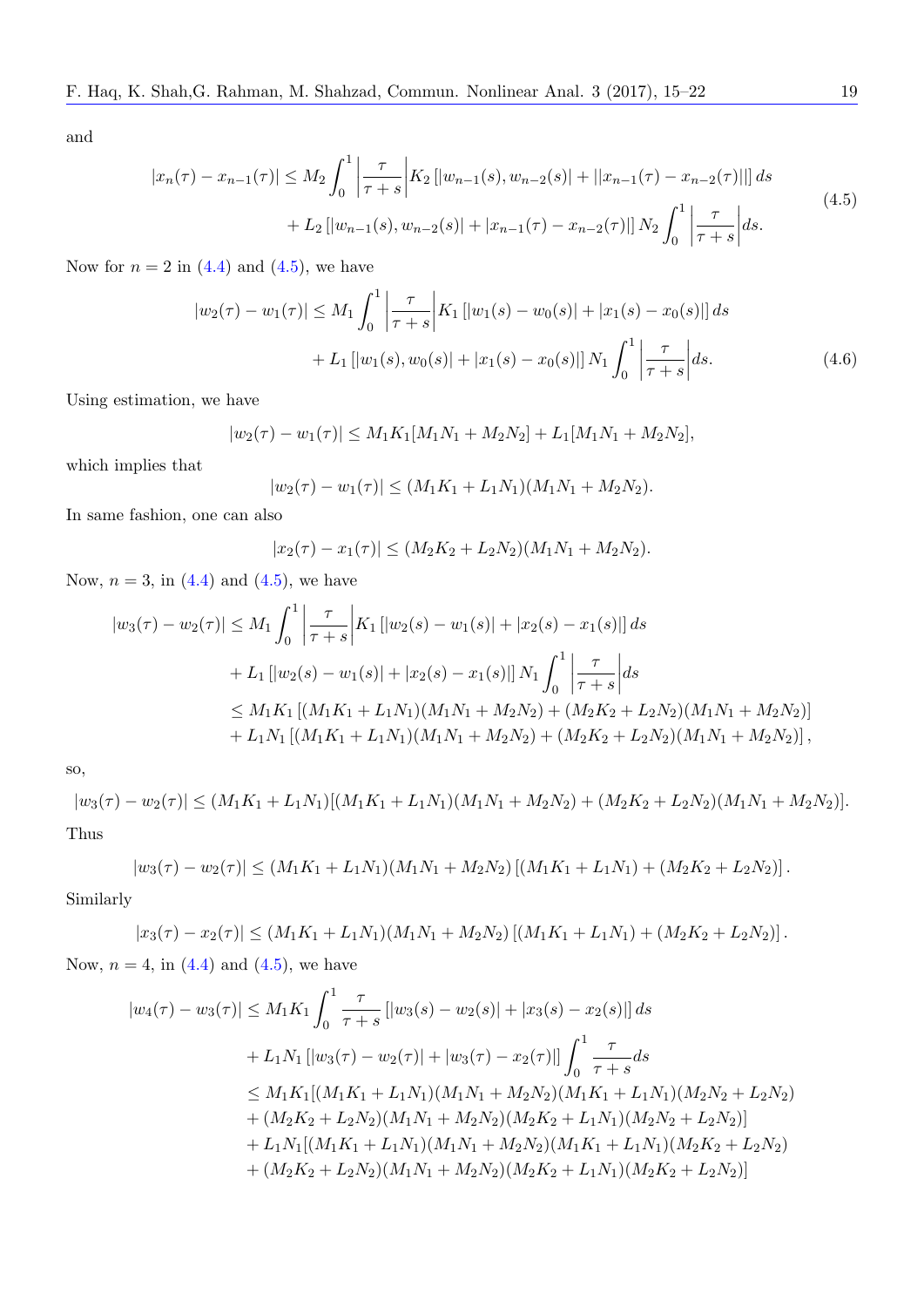and

$$|x_n(\tau) - x_{n-1}(\tau)| \leq M_2 \int_0^1 \left|\frac{\tau}{\tau+s}\right| K_2 \left[|w_{n-1}(s), w_{n-2}(s)| + ||x_{n-1}(\tau) - x_{n-2}(\tau)||\right] ds$$
$$+ L_2 \left[|w_{n-1}(s), w_{n-2}(s)| + |x_{n-1}(\tau) - x_{n-2}(\tau)|\right] N_2 \int_0^1 \left|\frac{\tau}{\tau+s}\right| ds. \tag{4.5}$$

Now for $n = 2$ in (4.4) and (4.5), we have

$$|w_2(\tau) - w_1(\tau)| \leq M_1 \int_0^1 \left|\frac{\tau}{\tau+s}\right| K_1 \left[|w_1(s) - w_0(s)| + |x_1(s) - x_0(s)|\right] ds$$
$$+ L_1 \left[|w_1(s), w_0(s)| + |x_1(s) - x_0(s)|\right] N_1 \int_0^1 \left|\frac{\tau}{\tau+s}\right| ds. \tag{4.6}$$

Using estimation, we have

$$|w_2(\tau) - w_1(\tau)| \leq M_1 K_1 [M_1 N_1 + M_2 N_2] + L_1 [M_1 N_1 + M_2 N_2],$$

which implies that

$$|w_2(\tau) - w_1(\tau)| \leq (M_1 K_1 + L_1 N_1)(M_1 N_1 + M_2 N_2).$$

In same fashion, one can also

$$|x_2(\tau) - x_1(\tau)| \leq (M_2 K_2 + L_2 N_2)(M_1 N_1 + M_2 N_2).$$

Now, $n = 3$, in (4.4) and (4.5), we have

$$\begin{aligned}
|w_3(\tau) - w_2(\tau)| &\leq M_1 \int_0^1 \left|\frac{\tau}{\tau+s}\right| K_1 \left[|w_2(s) - w_1(s)| + |x_2(s) - x_1(s)|\right] ds \\
&+ L_1 \left[|w_2(s) - w_1(s)| + |x_2(s) - x_1(s)|\right] N_1 \int_0^1 \left|\frac{\tau}{\tau+s}\right| ds \\
&\leq M_1 K_1 \left[(M_1 K_1 + L_1 N_1)(M_1 N_1 + M_2 N_2) + (M_2 K_2 + L_2 N_2)(M_1 N_1 + M_2 N_2)\right] \\
&+ L_1 N_1 \left[(M_1 K_1 + L_1 N_1)(M_1 N_1 + M_2 N_2) + (M_2 K_2 + L_2 N_2)(M_1 N_1 + M_2 N_2)\right],
\end{aligned}$$

so,

$$|w_3(\tau) - w_2(\tau)| \leq (M_1 K_1 + L_1 N_1)[(M_1 K_1 + L_1 N_1)(M_1 N_1 + M_2 N_2) + (M_2 K_2 + L_2 N_2)(M_1 N_1 + M_2 N_2)].$$

Thus

$$|w_3(\tau) - w_2(\tau)| \leq (M_1 K_1 + L_1 N_1)(M_1 N_1 + M_2 N_2) \left[(M_1 K_1 + L_1 N_1) + (M_2 K_2 + L_2 N_2)\right].$$

Similarly

$$|x_3(\tau) - x_2(\tau)| \leq (M_1 K_1 + L_1 N_1)(M_1 N_1 + M_2 N_2) \left[(M_1 K_1 + L_1 N_1) + (M_2 K_2 + L_2 N_2)\right].$$

Now, $n = 4$, in (4.4) and (4.5), we have

$$\begin{aligned}
|w_4(\tau) - w_3(\tau)| &\leq M_1 K_1 \int_0^1 \frac{\tau}{\tau+s} \left[|w_3(s) - w_2(s)| + |x_3(s) - x_2(s)|\right] ds \\
&+ L_1 N_1 \left[|w_3(\tau) - w_2(\tau)| + |w_3(\tau) - x_2(\tau)|\right] \int_0^1 \frac{\tau}{\tau+s} ds \\
&\leq M_1 K_1 [(M_1 K_1 + L_1 N_1)(M_1 N_1 + M_2 N_2)(M_1 K_1 + L_1 N_1)(M_2 N_2 + L_2 N_2) \\
&+ (M_2 K_2 + L_2 N_2)(M_1 N_1 + M_2 N_2)(M_2 K_2 + L_1 N_1)(M_2 N_2 + L_2 N_2)] \\
&+ L_1 N_1 [(M_1 K_1 + L_1 N_1)(M_1 N_1 + M_2 N_2)(M_1 K_1 + L_1 N_1)(M_2 K_2 + L_2 N_2) \\
&+ (M_2 K_2 + L_2 N_2)(M_1 N_1 + M_2 N_2)(M_2 K_2 + L_1 N_1)(M_2 K_2 + L_2 N_2)]
\end{aligned}$$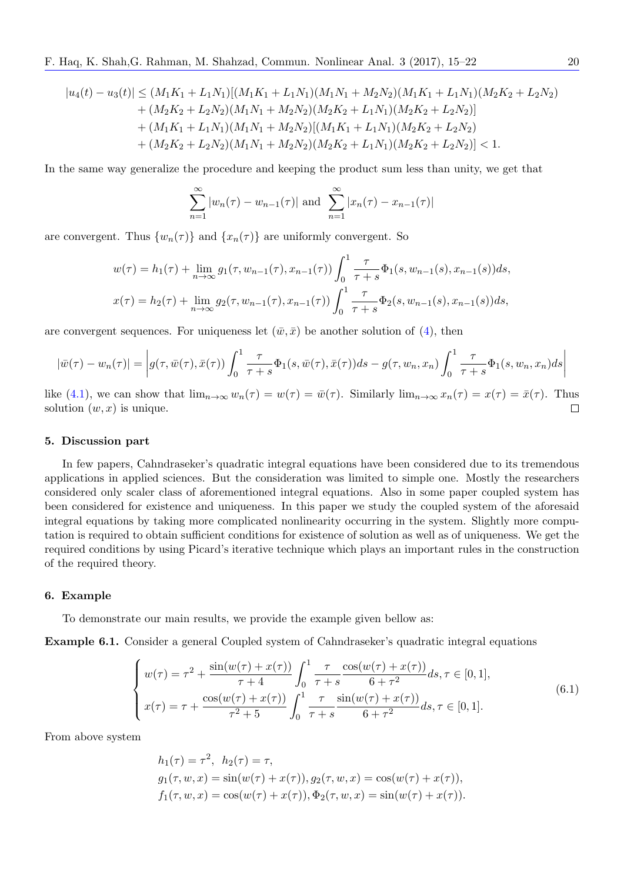$$
\begin{aligned}
|u_4(t) - u_3(t)| \leq (M_1K_1 + L_1N_1)[&(M_1K_1 + L_1N_1)(M_1N_1 + M_2N_2)(M_1K_1 + L_1N_1)(M_2K_2 + L_2N_2) \\
&+ (M_2K_2 + L_2N_2)(M_1N_1 + M_2N_2)(M_2K_2 + L_1N_1)(M_2K_2 + L_2N_2)] \\
&+ (M_1K_1 + L_1N_1)(M_1N_1 + M_2N_2)[(M_1K_1 + L_1N_1)(M_2K_2 + L_2N_2) \\
&+ (M_2K_2 + L_2N_2)(M_1N_1 + M_2N_2)(M_2K_2 + L_1N_1)(M_2K_2 + L_2N_2)] < 1.
\end{aligned}
$$

In the same way generalize the procedure and keeping the product sum less than unity, we get that

$$
\sum_{n=1}^{\infty} |w_n(\tau) - w_{n-1}(\tau)| \text{ and } \sum_{n=1}^{\infty} |x_n(\tau) - x_{n-1}(\tau)|
$$

are convergent. Thus $\{w_n(\tau)\}$ and $\{x_n(\tau)\}$ are uniformly convergent. So

$$
\begin{aligned}
w(\tau) &= h_1(\tau) + \lim_{n\to\infty} g_1(\tau, w_{n-1}(\tau), x_{n-1}(\tau)) \int_0^1 \frac{\tau}{\tau + s} \Phi_1(s, w_{n-1}(s), x_{n-1}(s)) ds, \\
x(\tau) &= h_2(\tau) + \lim_{n\to\infty} g_2(\tau, w_{n-1}(\tau), x_{n-1}(\tau)) \int_0^1 \frac{\tau}{\tau + s} \Phi_2(s, w_{n-1}(s), x_{n-1}(s)) ds,
\end{aligned}
$$

are convergent sequences. For uniqueness let $(\bar{w}, \bar{x})$ be another solution of (4), then

$$
|\bar{w}(\tau) - w_n(\tau)| = \left| g(\tau, \bar{w}(\tau), \bar{x}(\tau)) \int_0^1 \frac{\tau}{\tau + s} \Phi_1(s, \bar{w}(\tau), \bar{x}(\tau)) ds - g(\tau, w_n, x_n) \int_0^1 \frac{\tau}{\tau + s} \Phi_1(s, w_n, x_n) ds \right|
$$

like (4.1), we can show that $\lim_{n\to\infty} w_n(\tau) = w(\tau) = \bar{w}(\tau)$. Similarly $\lim_{n\to\infty} x_n(\tau) = x(\tau) = \bar{x}(\tau)$. Thus solution $(w, x)$ is unique. □

## 5. Discussion part

In few papers, Cahndraseker's quadratic integral equations have been considered due to its tremendous applications in applied sciences. But the consideration was limited to simple one. Mostly the researchers considered only scaler class of aforementioned integral equations. Also in some paper coupled system has been considered for existence and uniqueness. In this paper we study the coupled system of the aforesaid integral equations by taking more complicated nonlinearity occurring in the system. Slightly more computation is required to obtain sufficient conditions for existence of solution as well as of uniqueness. We get the required conditions by using Picard's iterative technique which plays an important rules in the construction of the required theory.

## 6. Example

To demonstrate our main results, we provide the example given bellow as:

**Example 6.1.** Consider a general Coupled system of Cahndraseker's quadratic integral equations

$$
\begin{cases}
w(\tau) = \tau^2 + \dfrac{\sin(w(\tau) + x(\tau))}{\tau + 4} \displaystyle\int_0^1 \frac{\tau}{\tau + s} \frac{\cos(w(\tau) + x(\tau))}{6 + \tau^2} ds, \tau \in [0, 1], \\
x(\tau) = \tau + \dfrac{\cos(w(\tau) + x(\tau))}{\tau^2 + 5} \displaystyle\int_0^1 \frac{\tau}{\tau + s} \frac{\sin(w(\tau) + x(\tau))}{6 + \tau^2} ds, \tau \in [0, 1].
\end{cases}
\tag{6.1}
$$

From above system

$$
\begin{aligned}
&h_1(\tau) = \tau^2, \ \ h_2(\tau) = \tau, \\
&g_1(\tau, w, x) = \sin(w(\tau) + x(\tau)), g_2(\tau, w, x) = \cos(w(\tau) + x(\tau)), \\
&f_1(\tau, w, x) = \cos(w(\tau) + x(\tau)), \Phi_2(\tau, w, x) = \sin(w(\tau) + x(\tau)).
\end{aligned}
$$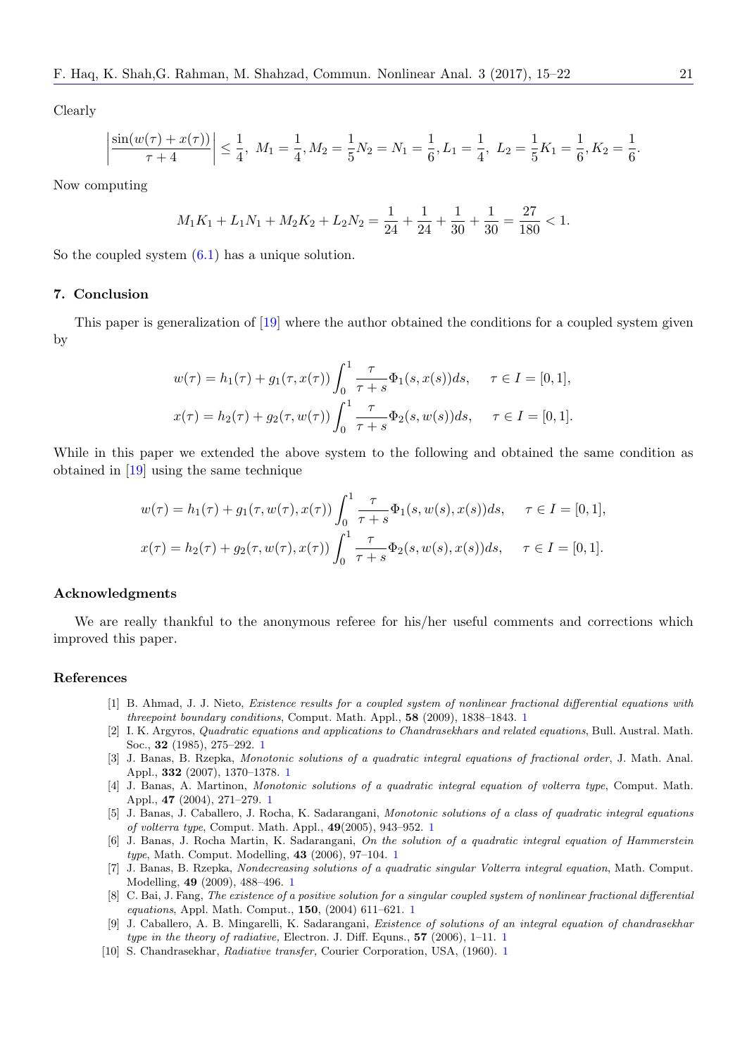Clearly

$$\left|\frac{\sin(w(\tau)+x(\tau))}{\tau+4}\right| \leq \frac{1}{4},\ M_1=\frac{1}{4}, M_2=\frac{1}{5}N_2=N_1=\frac{1}{6}, L_1=\frac{1}{4},\ L_2=\frac{1}{5}K_1=\frac{1}{6}, K_2=\frac{1}{6}.$$

Now computing

$$M_1K_1+L_1N_1+M_2K_2+L_2N_2=\frac{1}{24}+\frac{1}{24}+\frac{1}{30}+\frac{1}{30}=\frac{27}{180}<1.$$

So the coupled system (6.1) has a unique solution.

## 7. Conclusion

This paper is generalization of [19] where the author obtained the conditions for a coupled system given by

$$w(\tau)=h_1(\tau)+g_1(\tau,x(\tau))\int_0^1 \frac{\tau}{\tau+s}\Phi_1(s,x(s))ds, \quad \tau\in I=[0,1],$$
$$x(\tau)=h_2(\tau)+g_2(\tau,w(\tau))\int_0^1 \frac{\tau}{\tau+s}\Phi_2(s,w(s))ds, \quad \tau\in I=[0,1].$$

While in this paper we extended the above system to the following and obtained the same condition as obtained in [19] using the same technique

$$w(\tau)=h_1(\tau)+g_1(\tau,w(\tau),x(\tau))\int_0^1 \frac{\tau}{\tau+s}\Phi_1(s,w(s),x(s))ds, \quad \tau\in I=[0,1],$$
$$x(\tau)=h_2(\tau)+g_2(\tau,w(\tau),x(\tau))\int_0^1 \frac{\tau}{\tau+s}\Phi_2(s,w(s),x(s))ds, \quad \tau\in I=[0,1].$$

## Acknowledgments

We are really thankful to the anonymous referee for his/her useful comments and corrections which improved this paper.

## References

[1] B. Ahmad, J. J. Nieto, *Existence results for a coupled system of nonlinear fractional differential equations with threepoint boundary conditions*, Comput. Math. Appl., **58** (2009), 1838–1843. 1

[2] I. K. Argyros, *Quadratic equations and applications to Chandrasekhars and related equations*, Bull. Austral. Math. Soc., **32** (1985), 275–292. 1

[3] J. Banas, B. Rzepka, *Monotonic solutions of a quadratic integral equations of fractional order*, J. Math. Anal. Appl., **332** (2007), 1370–1378. 1

[4] J. Banas, A. Martinon, *Monotonic solutions of a quadratic integral equation of volterra type*, Comput. Math. Appl., **47** (2004), 271–279. 1

[5] J. Banas, J. Caballero, J. Rocha, K. Sadarangani, *Monotonic solutions of a class of quadratic integral equations of volterra type*, Comput. Math. Appl., **49**(2005), 943–952. 1

[6] J. Banas, J. Rocha Martin, K. Sadarangani, *On the solution of a quadratic integral equation of Hammerstein type*, Math. Comput. Modelling, **43** (2006), 97–104. 1

[7] J. Banas, B. Rzepka, *Nondecreasing solutions of a quadratic singular Volterra integral equation*, Math. Comput. Modelling, **49** (2009), 488–496. 1

[8] C. Bai, J. Fang, *The existence of a positive solution for a singular coupled system of nonlinear fractional differential equations*, Appl. Math. Comput., **150**, (2004) 611–621. 1

[9] J. Caballero, A. B. Mingarelli, K. Sadarangani, *Existence of solutions of an integral equation of chandrasekhar type in the theory of radiative,* Electron. J. Diff. Equns., **57** (2006), 1–11. 1

[10] S. Chandrasekhar, *Radiative transfer,* Courier Corporation, USA, (1960). 1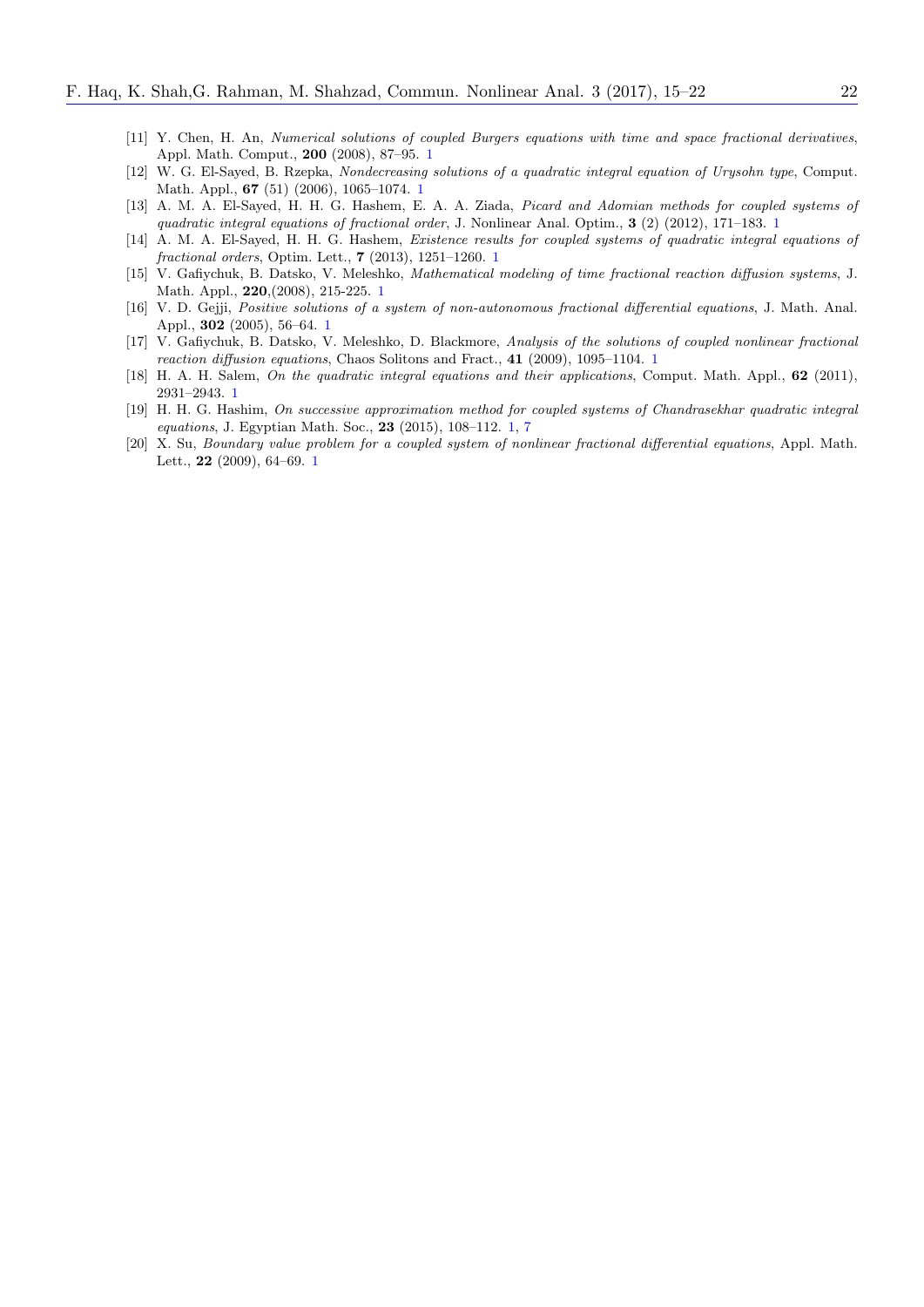[11] Y. Chen, H. An, *Numerical solutions of coupled Burgers equations with time and space fractional derivatives*, Appl. Math. Comput., **200** (2008), 87–95. 1

[12] W. G. El-Sayed, B. Rzepka, *Nondecreasing solutions of a quadratic integral equation of Urysohn type*, Comput. Math. Appl., **67** (51) (2006), 1065–1074. 1

[13] A. M. A. El-Sayed, H. H. G. Hashem, E. A. A. Ziada, *Picard and Adomian methods for coupled systems of quadratic integral equations of fractional order*, J. Nonlinear Anal. Optim., **3** (2) (2012), 171–183. 1

[14] A. M. A. El-Sayed, H. H. G. Hashem, *Existence results for coupled systems of quadratic integral equations of fractional orders*, Optim. Lett., **7** (2013), 1251–1260. 1

[15] V. Gafiychuk, B. Datsko, V. Meleshko, *Mathematical modeling of time fractional reaction diffusion systems*, J. Math. Appl., **220**,(2008), 215-225. 1

[16] V. D. Gejji, *Positive solutions of a system of non-autonomous fractional differential equations*, J. Math. Anal. Appl., **302** (2005), 56–64. 1

[17] V. Gafiychuk, B. Datsko, V. Meleshko, D. Blackmore, *Analysis of the solutions of coupled nonlinear fractional reaction diffusion equations*, Chaos Solitons and Fract., **41** (2009), 1095–1104. 1

[18] H. A. H. Salem, *On the quadratic integral equations and their applications*, Comput. Math. Appl., **62** (2011), 2931–2943. 1

[19] H. H. G. Hashim, *On successive approximation method for coupled systems of Chandrasekhar quadratic integral equations*, J. Egyptian Math. Soc., **23** (2015), 108–112. 1, 7

[20] X. Su, *Boundary value problem for a coupled system of nonlinear fractional differential equations*, Appl. Math. Lett., **22** (2009), 64–69. 1